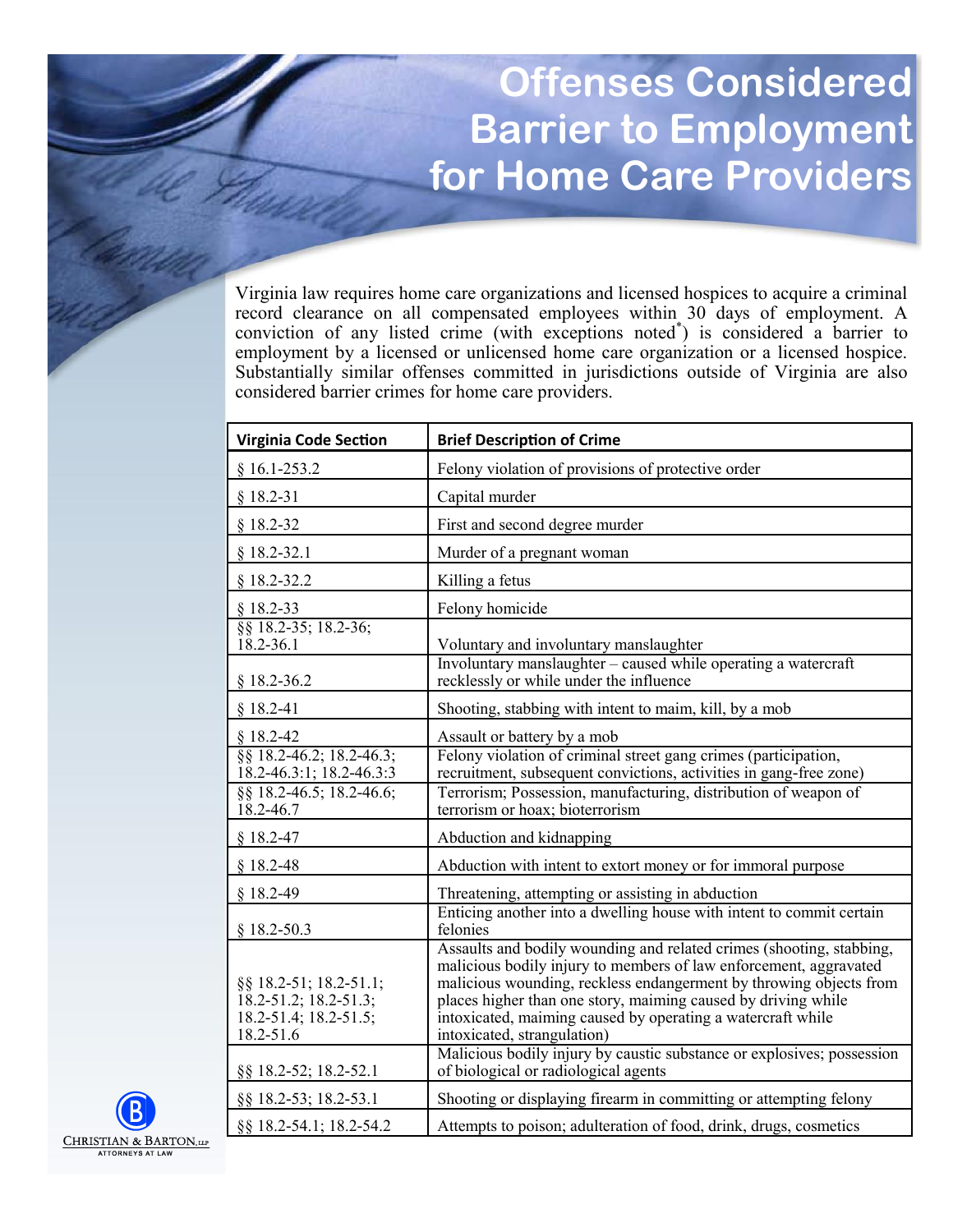# Offenses Considered Barrier to Employment for Home Care Providers

Virginia law requires home care organizations and licensed hospices to acquire a criminal record clearance on all compensated employees within 30 days of employment. A conviction of any listed crime (with exceptions noted*) is considered a barrier to employment by a licensed or unlicensed home care organization or a licensed hospice. Substantially similar offenses committed in jurisdictions outside of Virginia are also considered barrier crimes for home care providers.

| Virginia Code Section | Brief Description of Crime |
|---|---|
| § 16.1-253.2 | Felony violation of provisions of protective order |
| § 18.2-31 | Capital murder |
| § 18.2-32 | First and second degree murder |
| § 18.2-32.1 | Murder of a pregnant woman |
| § 18.2-32.2 | Killing a fetus |
| § 18.2-33 | Felony homicide |
| §§ 18.2-35; 18.2-36; 18.2-36.1 | Voluntary and involuntary manslaughter |
| § 18.2-36.2 | Involuntary manslaughter – caused while operating a watercraft recklessly or while under the influence |
| § 18.2-41 | Shooting, stabbing with intent to maim, kill, by a mob |
| § 18.2-42 | Assault or battery by a mob |
| §§ 18.2-46.2; 18.2-46.3; 18.2-46.3:1; 18.2-46.3:3 | Felony violation of criminal street gang crimes (participation, recruitment, subsequent convictions, activities in gang-free zone) |
| §§ 18.2-46.5; 18.2-46.6; 18.2-46.7 | Terrorism; Possession, manufacturing, distribution of weapon of terrorism or hoax; bioterrorism |
| § 18.2-47 | Abduction and kidnapping |
| § 18.2-48 | Abduction with intent to extort money or for immoral purpose |
| § 18.2-49 | Threatening, attempting or assisting in abduction |
| § 18.2-50.3 | Enticing another into a dwelling house with intent to commit certain felonies |
| §§ 18.2-51; 18.2-51.1; 18.2-51.2; 18.2-51.3; 18.2-51.4; 18.2-51.5; 18.2-51.6 | Assaults and bodily wounding and related crimes (shooting, stabbing, malicious bodily injury to members of law enforcement, aggravated malicious wounding, reckless endangerment by throwing objects from places higher than one story, maiming caused by driving while intoxicated, maiming caused by operating a watercraft while intoxicated, strangulation) |
| §§ 18.2-52; 18.2-52.1 | Malicious bodily injury by caustic substance or explosives; possession of biological or radiological agents |
| §§ 18.2-53; 18.2-53.1 | Shooting or displaying firearm in committing or attempting felony |
| §§ 18.2-54.1; 18.2-54.2 | Attempts to poison; adulteration of food, drink, drugs, cosmetics |

Christian & Barton, LLP
Attorneys at Law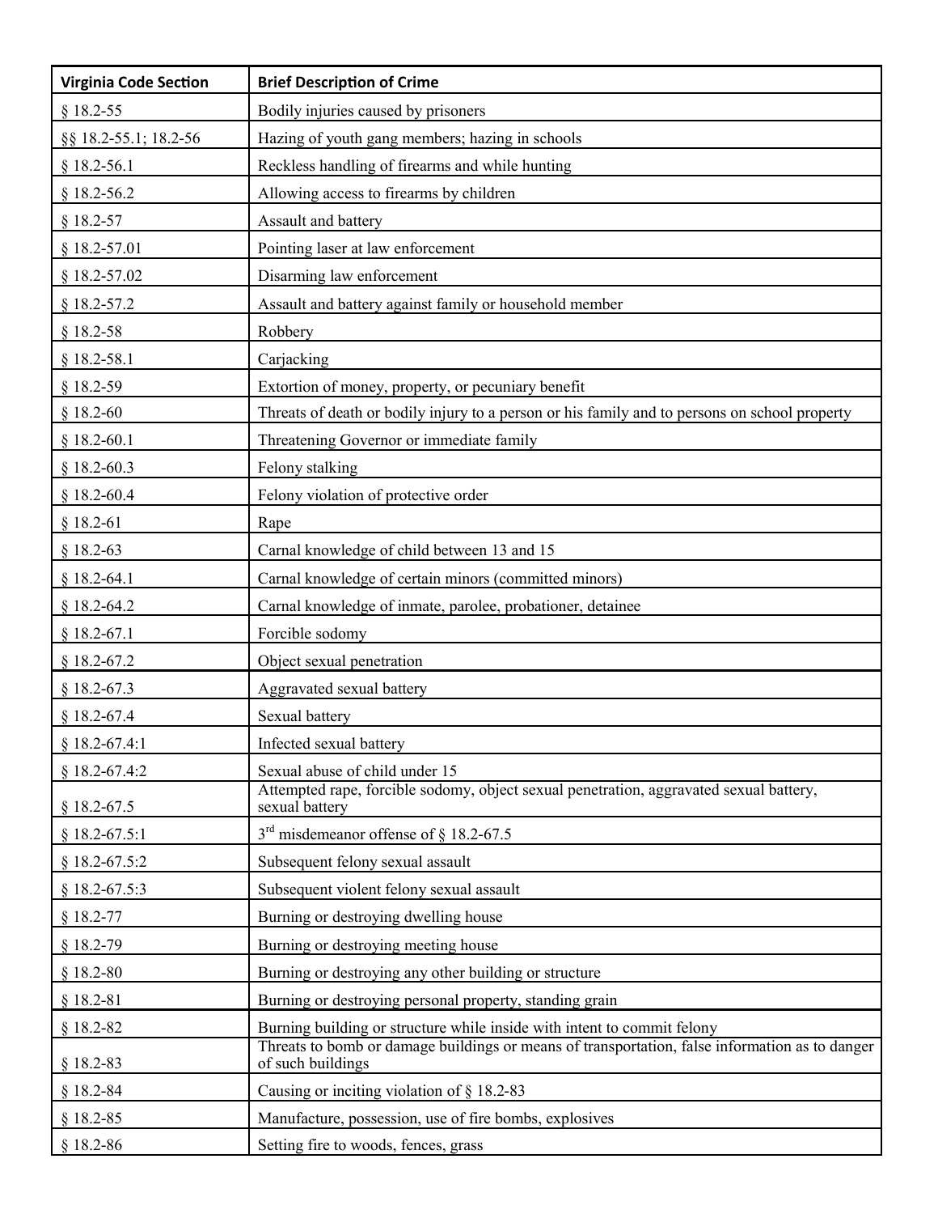| Virginia Code Section | Brief Description of Crime |
|---|---|
| § 18.2-55 | Bodily injuries caused by prisoners |
| §§ 18.2-55.1; 18.2-56 | Hazing of youth gang members; hazing in schools |
| § 18.2-56.1 | Reckless handling of firearms and while hunting |
| § 18.2-56.2 | Allowing access to firearms by children |
| § 18.2-57 | Assault and battery |
| § 18.2-57.01 | Pointing laser at law enforcement |
| § 18.2-57.02 | Disarming law enforcement |
| § 18.2-57.2 | Assault and battery against family or household member |
| § 18.2-58 | Robbery |
| § 18.2-58.1 | Carjacking |
| § 18.2-59 | Extortion of money, property, or pecuniary benefit |
| § 18.2-60 | Threats of death or bodily injury to a person or his family and to persons on school property |
| § 18.2-60.1 | Threatening Governor or immediate family |
| § 18.2-60.3 | Felony stalking |
| § 18.2-60.4 | Felony violation of protective order |
| § 18.2-61 | Rape |
| § 18.2-63 | Carnal knowledge of child between 13 and 15 |
| § 18.2-64.1 | Carnal knowledge of certain minors (committed minors) |
| § 18.2-64.2 | Carnal knowledge of inmate, parolee, probationer, detainee |
| § 18.2-67.1 | Forcible sodomy |
| § 18.2-67.2 | Object sexual penetration |
| § 18.2-67.3 | Aggravated sexual battery |
| § 18.2-67.4 | Sexual battery |
| § 18.2-67.4:1 | Infected sexual battery |
| § 18.2-67.4:2 | Sexual abuse of child under 15 |
| § 18.2-67.5 | Attempted rape, forcible sodomy, object sexual penetration, aggravated sexual battery, sexual battery |
| § 18.2-67.5:1 | 3rd misdemeanor offense of § 18.2-67.5 |
| § 18.2-67.5:2 | Subsequent felony sexual assault |
| § 18.2-67.5:3 | Subsequent violent felony sexual assault |
| § 18.2-77 | Burning or destroying dwelling house |
| § 18.2-79 | Burning or destroying meeting house |
| § 18.2-80 | Burning or destroying any other building or structure |
| § 18.2-81 | Burning or destroying personal property, standing grain |
| § 18.2-82 | Burning building or structure while inside with intent to commit felony |
| § 18.2-83 | Threats to bomb or damage buildings or means of transportation, false information as to danger of such buildings |
| § 18.2-84 | Causing or inciting violation of § 18.2-83 |
| § 18.2-85 | Manufacture, possession, use of fire bombs, explosives |
| § 18.2-86 | Setting fire to woods, fences, grass |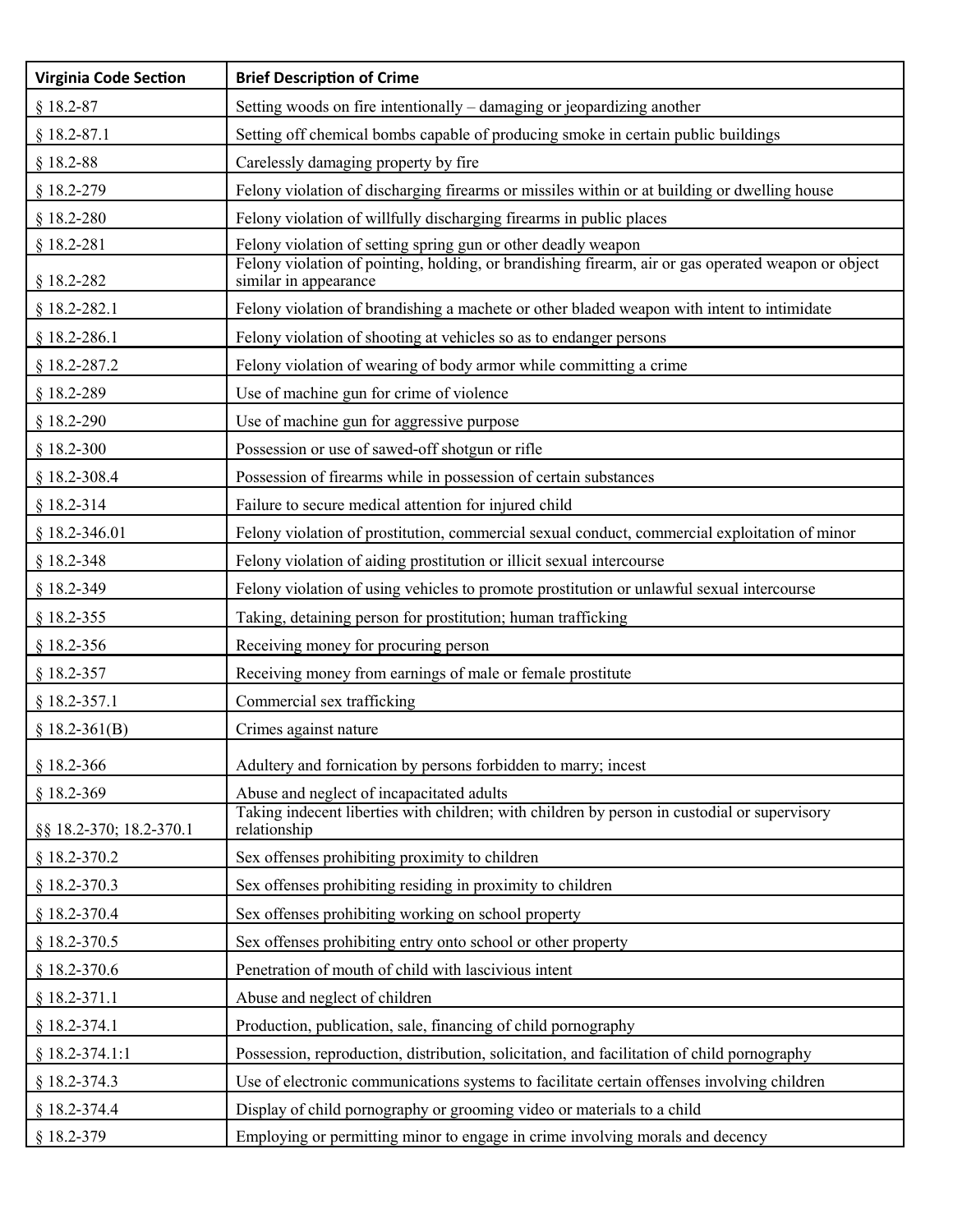| Virginia Code Section | Brief Description of Crime |
|---|---|
| § 18.2-87 | Setting woods on fire intentionally – damaging or jeopardizing another |
| § 18.2-87.1 | Setting off chemical bombs capable of producing smoke in certain public buildings |
| § 18.2-88 | Carelessly damaging property by fire |
| § 18.2-279 | Felony violation of discharging firearms or missiles within or at building or dwelling house |
| § 18.2-280 | Felony violation of willfully discharging firearms in public places |
| § 18.2-281 | Felony violation of setting spring gun or other deadly weapon |
| § 18.2-282 | Felony violation of pointing, holding, or brandishing firearm, air or gas operated weapon or object similar in appearance |
| § 18.2-282.1 | Felony violation of brandishing a machete or other bladed weapon with intent to intimidate |
| § 18.2-286.1 | Felony violation of shooting at vehicles so as to endanger persons |
| § 18.2-287.2 | Felony violation of wearing of body armor while committing a crime |
| § 18.2-289 | Use of machine gun for crime of violence |
| § 18.2-290 | Use of machine gun for aggressive purpose |
| § 18.2-300 | Possession or use of sawed-off shotgun or rifle |
| § 18.2-308.4 | Possession of firearms while in possession of certain substances |
| § 18.2-314 | Failure to secure medical attention for injured child |
| § 18.2-346.01 | Felony violation of prostitution, commercial sexual conduct, commercial exploitation of minor |
| § 18.2-348 | Felony violation of aiding prostitution or illicit sexual intercourse |
| § 18.2-349 | Felony violation of using vehicles to promote prostitution or unlawful sexual intercourse |
| § 18.2-355 | Taking, detaining person for prostitution; human trafficking |
| § 18.2-356 | Receiving money for procuring person |
| § 18.2-357 | Receiving money from earnings of male or female prostitute |
| § 18.2-357.1 | Commercial sex trafficking |
| § 18.2-361(B) | Crimes against nature |
| § 18.2-366 | Adultery and fornication by persons forbidden to marry; incest |
| § 18.2-369 | Abuse and neglect of incapacitated adults |
| §§ 18.2-370; 18.2-370.1 | Taking indecent liberties with children; with children by person in custodial or supervisory relationship |
| § 18.2-370.2 | Sex offenses prohibiting proximity to children |
| § 18.2-370.3 | Sex offenses prohibiting residing in proximity to children |
| § 18.2-370.4 | Sex offenses prohibiting working on school property |
| § 18.2-370.5 | Sex offenses prohibiting entry onto school or other property |
| § 18.2-370.6 | Penetration of mouth of child with lascivious intent |
| § 18.2-371.1 | Abuse and neglect of children |
| § 18.2-374.1 | Production, publication, sale, financing of child pornography |
| § 18.2-374.1:1 | Possession, reproduction, distribution, solicitation, and facilitation of child pornography |
| § 18.2-374.3 | Use of electronic communications systems to facilitate certain offenses involving children |
| § 18.2-374.4 | Display of child pornography or grooming video or materials to a child |
| § 18.2-379 | Employing or permitting minor to engage in crime involving morals and decency |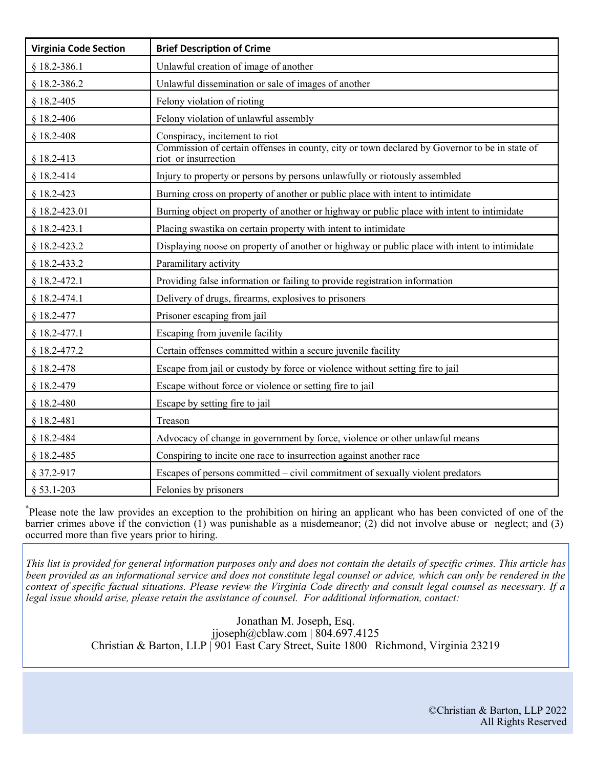| Virginia Code Section | Brief Description of Crime |
|---|---|
| § 18.2-386.1 | Unlawful creation of image of another |
| § 18.2-386.2 | Unlawful dissemination or sale of images of another |
| § 18.2-405 | Felony violation of rioting |
| § 18.2-406 | Felony violation of unlawful assembly |
| § 18.2-408 | Conspiracy, incitement to riot |
| § 18.2-413 | Commission of certain offenses in county, city or town declared by Governor to be in state of riot or insurrection |
| § 18.2-414 | Injury to property or persons by persons unlawfully or riotously assembled |
| § 18.2-423 | Burning cross on property of another or public place with intent to intimidate |
| § 18.2-423.01 | Burning object on property of another or highway or public place with intent to intimidate |
| § 18.2-423.1 | Placing swastika on certain property with intent to intimidate |
| § 18.2-423.2 | Displaying noose on property of another or highway or public place with intent to intimidate |
| § 18.2-433.2 | Paramilitary activity |
| § 18.2-472.1 | Providing false information or failing to provide registration information |
| § 18.2-474.1 | Delivery of drugs, firearms, explosives to prisoners |
| § 18.2-477 | Prisoner escaping from jail |
| § 18.2-477.1 | Escaping from juvenile facility |
| § 18.2-477.2 | Certain offenses committed within a secure juvenile facility |
| § 18.2-478 | Escape from jail or custody by force or violence without setting fire to jail |
| § 18.2-479 | Escape without force or violence or setting fire to jail |
| § 18.2-480 | Escape by setting fire to jail |
| § 18.2-481 | Treason |
| § 18.2-484 | Advocacy of change in government by force, violence or other unlawful means |
| § 18.2-485 | Conspiring to incite one race to insurrection against another race |
| § 37.2-917 | Escapes of persons committed – civil commitment of sexually violent predators |
| § 53.1-203 | Felonies by prisoners |

*Please note the law provides an exception to the prohibition on hiring an applicant who has been convicted of one of the barrier crimes above if the conviction (1) was punishable as a misdemeanor; (2) did not involve abuse or neglect; and (3) occurred more than five years prior to hiring.

*This list is provided for general information purposes only and does not contain the details of specific crimes. This article has been provided as an informational service and does not constitute legal counsel or advice, which can only be rendered in the context of specific factual situations. Please review the Virginia Code directly and consult legal counsel as necessary. If a legal issue should arise, please retain the assistance of counsel. For additional information, contact:*

Jonathan M. Joseph, Esq.
jjoseph@cblaw.com | 804.697.4125
Christian & Barton, LLP | 901 East Cary Street, Suite 1800 | Richmond, Virginia 23219

©Christian & Barton, LLP 2022
All Rights Reserved